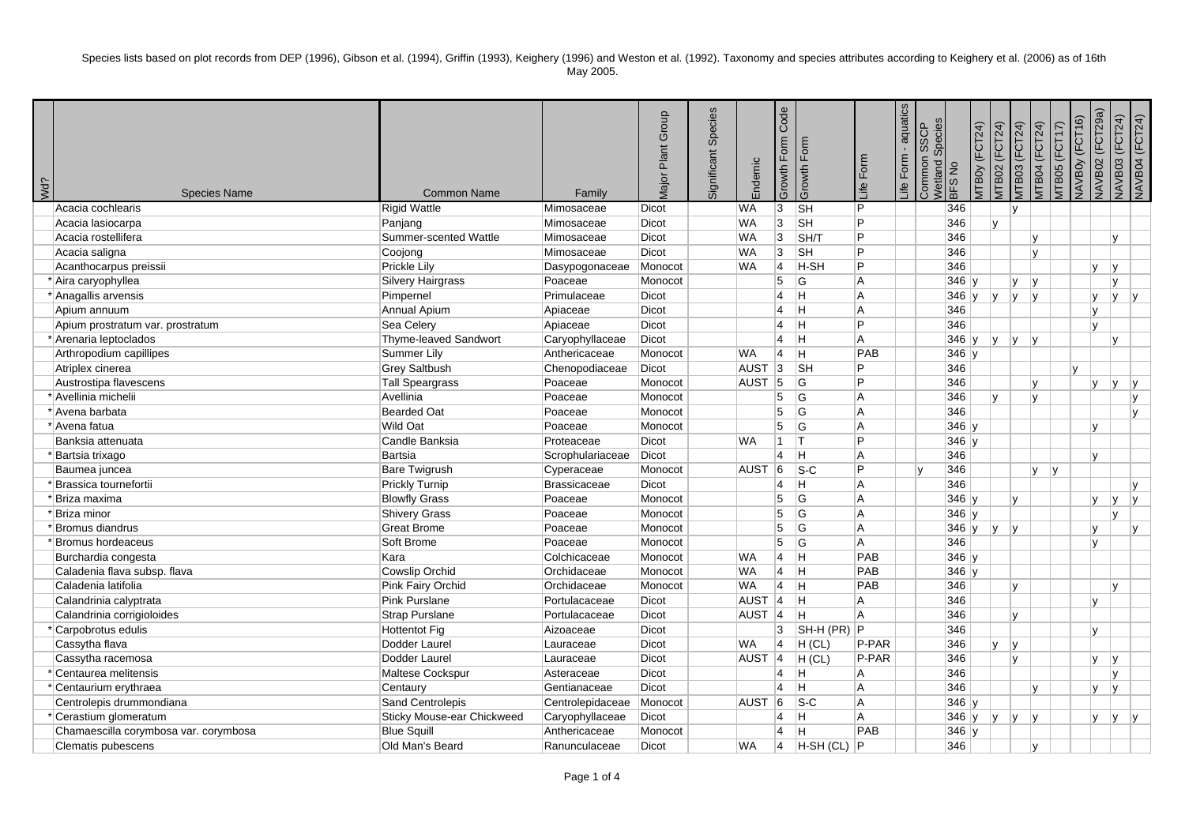Species lists based on plot records from DEP (1996), Gibson et al. (1994), Griffin (1993), Keighery (1996) and Weston et al. (1992). Taxonomy and species attributes according to Keighery et al. (2006) as of 16th May 2005.

| Wd? | Species Name | Common Name | Family | Major Plant Group | Significant Species | Endemic | Growth Form Code | Growth Form | Life Form | Life Form - aquatics | Common SSCP Wetland Species | BFS No | MTB0y (FCT24) | MTB02 (FCT24) | MTB03 (FCT24) | MTB04 (FCT24) | MTB05 (FCT17) | NAVB0y (FCT16) | NAVB02 (FCT29a) | NAVB03 (FCT24) | NAVB04 (FCT24) |
|---|---|---|---|---|---|---|---|---|---|---|---|---|---|---|---|---|---|---|---|---|---|
| | Acacia cochlearis | Rigid Wattle | Mimosaceae | Dicot | | WA | 3 | SH | P | | | 346 | | | y | | | | | | |
| | Acacia lasiocarpa | Panjang | Mimosaceae | Dicot | | WA | 3 | SH | P | | | 346 | | y | | | | | | | |
| | Acacia rostellifera | Summer-scented Wattle | Mimosaceae | Dicot | | WA | 3 | SH/T | P | | | 346 | | | | y | | | | y | |
| | Acacia saligna | Coojong | Mimosaceae | Dicot | | WA | 3 | SH | P | | | 346 | | | | y | | | | | |
| | Acanthocarpus preissii | Prickle Lily | Dasypogonaceae | Monocot | | WA | 4 | H-SH | P | | | 346 | | | | | | | y | y | |
| * | Aira caryophyllea | Silvery Hairgrass | Poaceae | Monocot | | | 5 | G | A | | | 346 | y | | y | y | | | | y | |
| * | Anagallis arvensis | Pimpernel | Primulaceae | Dicot | | | 4 | H | A | | | 346 | y | y | y | y | | | y | y | y |
| | Apium annuum | Annual Apium | Apiaceae | Dicot | | | 4 | H | A | | | 346 | | | | | | | y | | |
| | Apium prostratum var. prostratum | Sea Celery | Apiaceae | Dicot | | | 4 | H | P | | | 346 | | | | | | | y | | |
| * | Arenaria leptoclados | Thyme-leaved Sandwort | Caryophyllaceae | Dicot | | | 4 | H | A | | | 346 | y | y | y | y | | | | y | |
| | Arthropodium capillipes | Summer Lily | Anthericaceae | Monocot | | WA | 4 | H | PAB | | | 346 | y | | | | | | | | |
| | Atriplex cinerea | Grey Saltbush | Chenopodiaceae | Dicot | | AUST | 3 | SH | P | | | 346 | | | | | | y | | | |
| | Austrostipa flavescens | Tall Speargrass | Poaceae | Monocot | | AUST | 5 | G | P | | | 346 | | | | y | | | y | y | y |
| * | Avellinia michelii | Avellinia | Poaceae | Monocot | | | 5 | G | A | | | 346 | | y | | y | | | | | y |
| * | Avena barbata | Bearded Oat | Poaceae | Monocot | | | 5 | G | A | | | 346 | | | | | | | | | y |
| * | Avena fatua | Wild Oat | Poaceae | Monocot | | | 5 | G | A | | | 346 | y | | | | | | y | | |
| | Banksia attenuata | Candle Banksia | Proteaceae | Dicot | | WA | 1 | T | P | | | 346 | y | | | | | | | | |
| * | Bartsia trixago | Bartsia | Scrophulariaceae | Dicot | | | 4 | H | A | | | 346 | | | | | | | y | | |
| | Baumea juncea | Bare Twigrush | Cyperaceae | Monocot | | AUST | 6 | S-C | P | | y | 346 | | | | y | y | | | | |
| * | Brassica tournefortii | Prickly Turnip | Brassicaceae | Dicot | | | 4 | H | A | | | 346 | | | | | | | | | y |
| * | Briza maxima | Blowfly Grass | Poaceae | Monocot | | | 5 | G | A | | | 346 | y | | y | | | | y | y | y |
| * | Briza minor | Shivery Grass | Poaceae | Monocot | | | 5 | G | A | | | 346 | y | | | | | | | y | |
| * | Bromus diandrus | Great Brome | Poaceae | Monocot | | | 5 | G | A | | | 346 | y | y | y | | | | y | | y |
| * | Bromus hordeaceus | Soft Brome | Poaceae | Monocot | | | 5 | G | A | | | 346 | | | | | | | y | | |
| | Burchardia congesta | Kara | Colchicaceae | Monocot | | WA | 4 | H | PAB | | | 346 | y | | | | | | | | |
| | Caladenia flava subsp. flava | Cowslip Orchid | Orchidaceae | Monocot | | WA | 4 | H | PAB | | | 346 | y | | | | | | | | |
| | Caladenia latifolia | Pink Fairy Orchid | Orchidaceae | Monocot | | WA | 4 | H | PAB | | | 346 | | | y | | | | | y | |
| | Calandrinia calyptrata | Pink Purslane | Portulacaceae | Dicot | | AUST | 4 | H | A | | | 346 | | | | | | | y | | |
| | Calandrinia corrigioloides | Strap Purslane | Portulacaceae | Dicot | | AUST | 4 | H | A | | | 346 | | | y | | | | | | |
| * | Carpobrotus edulis | Hottentot Fig | Aizoaceae | Dicot | | | 3 | SH-H (PR) | P | | | 346 | | | | | | | y | | |
| | Cassytha flava | Dodder Laurel | Lauraceae | Dicot | | WA | 4 | H (CL) | P-PAR | | | 346 | | y | y | | | | | | |
| | Cassytha racemosa | Dodder Laurel | Lauraceae | Dicot | | AUST | 4 | H (CL) | P-PAR | | | 346 | | | y | | | | y | y | |
| * | Centaurea melitensis | Maltese Cockspur | Asteraceae | Dicot | | | 4 | H | A | | | 346 | | | | | | | | y | |
| * | Centaurium erythraea | Centaury | Gentianaceae | Dicot | | | 4 | H | A | | | 346 | | | | y | | | y | y | |
| | Centrolepis drummondiana | Sand Centrolepis | Centrolepidaceae | Monocot | | AUST | 6 | S-C | A | | | 346 | y | | | | | | | | |
| * | Cerastium glomeratum | Sticky Mouse-ear Chickweed | Caryophyllaceae | Dicot | | | 4 | H | A | | | 346 | y | y | y | y | | | y | y | y |
| | Chamaescilla corymbosa var. corymbosa | Blue Squill | Anthericaceae | Monocot | | | 4 | H | PAB | | | 346 | y | | | | | | | | |
| | Clematis pubescens | Old Man's Beard | Ranunculaceae | Dicot | | WA | 4 | H-SH (CL) | P | | | 346 | | | | y | | | | | |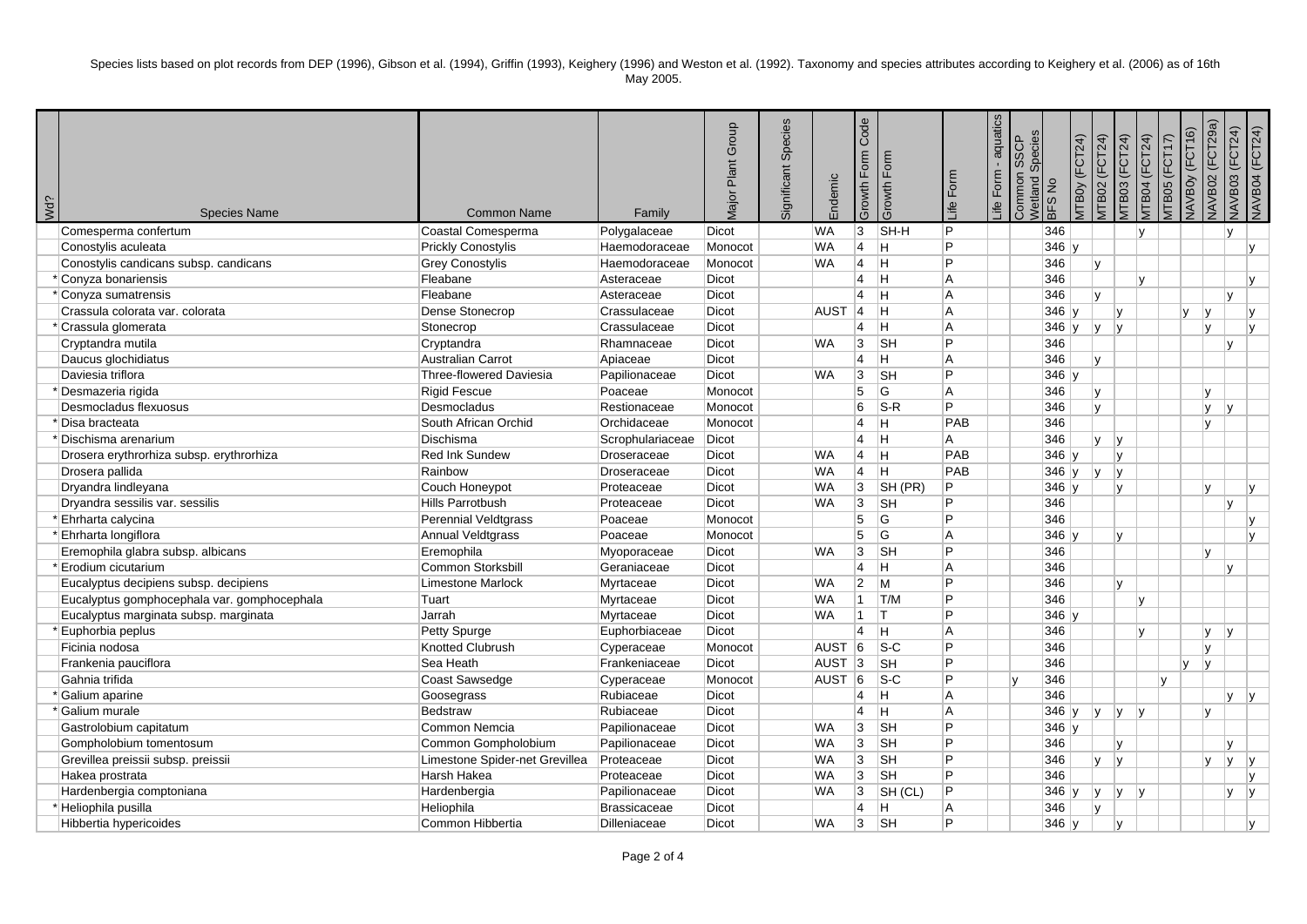Species lists based on plot records from DEP (1996), Gibson et al. (1994), Griffin (1993), Keighery (1996) and Weston et al. (1992). Taxonomy and species attributes according to Keighery et al. (2006) as of 16th May 2005.

| Wd? | Species Name | Common Name | Family | Major Plant Group | Significant Species | Endemic | Growth Form Code | Growth Form | Life Form | Life Form - aquatics | Common SSCP Wetland Species | BFS No | MTB0y (FCT24) | MTB02 (FCT24) | MTB03 (FCT24) | MTB04 (FCT24) | MTB05 (FCT17) | NAVB0y (FCT16) | NAVB02 (FCT29a) | NAVB03 (FCT24) | NAVB04 (FCT24) |
|---|---|---|---|---|---|---|---|---|---|---|---|---|---|---|---|---|---|---|---|---|---|
| | Comesperma confertum | Coastal Comesperma | Polygalaceae | Dicot | | WA | 3 | SH-H | P | | | 346 | | | | y | | | | y | |
| | Conostylis aculeata | Prickly Conostylis | Haemodoraceae | Monocot | | WA | 4 | H | P | | | 346 | y | | | | | | | | y |
| | Conostylis candicans subsp. candicans | Grey Conostylis | Haemodoraceae | Monocot | | WA | 4 | H | P | | | 346 | | y | | | | | | | |
| * | Conyza bonariensis | Fleabane | Asteraceae | Dicot | | | 4 | H | A | | | 346 | | | | y | | | | | y |
| * | Conyza sumatrensis | Fleabane | Asteraceae | Dicot | | | 4 | H | A | | | 346 | | y | | | | | | y | |
| | Crassula colorata var. colorata | Dense Stonecrop | Crassulaceae | Dicot | | AUST | 4 | H | A | | | 346 | y | | y | | | y | y | | y |
| * | Crassula glomerata | Stonecrop | Crassulaceae | Dicot | | | 4 | H | A | | | 346 | y | y | y | | | | y | | y |
| | Cryptandra mutila | Cryptandra | Rhamnaceae | Dicot | | WA | 3 | SH | P | | | 346 | | | | | | | | y | |
| | Daucus glochidiatus | Australian Carrot | Apiaceae | Dicot | | | 4 | H | A | | | 346 | | y | | | | | | | |
| | Daviesia triflora | Three-flowered Daviesia | Papilionaceae | Dicot | | WA | 3 | SH | P | | | 346 | y | | | | | | | | |
| * | Desmazeria rigida | Rigid Fescue | Poaceae | Monocot | | | 5 | G | A | | | 346 | | y | | | | | y | | |
| | Desmocladus flexuosus | Desmocladus | Restionaceae | Monocot | | | 6 | S-R | P | | | 346 | | y | | | | | y | y | |
| * | Disa bracteata | South African Orchid | Orchidaceae | Monocot | | | 4 | H | PAB | | | 346 | | | | | | | y | | |
| * | Dischisma arenarium | Dischisma | Scrophulariaceae | Dicot | | | 4 | H | A | | | 346 | | y | y | | | | | | |
| | Drosera erythrorhiza subsp. erythrorhiza | Red Ink Sundew | Droseraceae | Dicot | | WA | 4 | H | PAB | | | 346 | y | | y | | | | | | |
| | Drosera pallida | Rainbow | Droseraceae | Dicot | | WA | 4 | H | PAB | | | 346 | y | y | y | | | | | | |
| | Dryandra lindleyana | Couch Honeypot | Proteaceae | Dicot | | WA | 3 | SH (PR) | P | | | 346 | y | | y | | | | y | | y |
| | Dryandra sessilis var. sessilis | Hills Parrotbush | Proteaceae | Dicot | | WA | 3 | SH | P | | | 346 | | | | | | | | y | |
| * | Ehrharta calycina | Perennial Veldtgrass | Poaceae | Monocot | | | 5 | G | P | | | 346 | | | | | | | | | y |
| * | Ehrharta longiflora | Annual Veldtgrass | Poaceae | Monocot | | | 5 | G | A | | | 346 | y | | y | | | | | | y |
| | Eremophila glabra subsp. albicans | Eremophila | Myoporaceae | Dicot | | WA | 3 | SH | P | | | 346 | | | | | | | y | | |
| * | Erodium cicutarium | Common Storksbill | Geraniaceae | Dicot | | | 4 | H | A | | | 346 | | | | | | | | y | |
| | Eucalyptus decipiens subsp. decipiens | Limestone Marlock | Myrtaceae | Dicot | | WA | 2 | M | P | | | 346 | | | y | | | | | | |
| | Eucalyptus gomphocephala var. gomphocephala | Tuart | Myrtaceae | Dicot | | WA | 1 | T/M | P | | | 346 | | | | y | | | | | |
| | Eucalyptus marginata subsp. marginata | Jarrah | Myrtaceae | Dicot | | WA | 1 | T | P | | | 346 | y | | | | | | | | |
| * | Euphorbia peplus | Petty Spurge | Euphorbiaceae | Dicot | | | 4 | H | A | | | 346 | | | | y | | | y | y | |
| | Ficinia nodosa | Knotted Clubrush | Cyperaceae | Monocot | | AUST | 6 | S-C | P | | | 346 | | | | | | | y | | |
| | Frankenia pauciflora | Sea Heath | Frankeniaceae | Dicot | | AUST | 3 | SH | P | | | 346 | | | | | | y | y | | |
| | Gahnia trifida | Coast Sawsedge | Cyperaceae | Monocot | | AUST | 6 | S-C | P | | y | 346 | | | | | y | | | | |
| * | Galium aparine | Goosegrass | Rubiaceae | Dicot | | | 4 | H | A | | | 346 | | | | | | | | y | y |
| * | Galium murale | Bedstraw | Rubiaceae | Dicot | | | 4 | H | A | | | 346 | y | y | y | y | | | y | | |
| | Gastrolobium capitatum | Common Nemcia | Papilionaceae | Dicot | | WA | 3 | SH | P | | | 346 | y | | | | | | | | |
| | Gompholobium tomentosum | Common Gompholobium | Papilionaceae | Dicot | | WA | 3 | SH | P | | | 346 | | | y | | | | | y | |
| | Grevillea preissii subsp. preissii | Limestone Spider-net Grevillea | Proteaceae | Dicot | | WA | 3 | SH | P | | | 346 | | y | y | | | | y | y | y |
| | Hakea prostrata | Harsh Hakea | Proteaceae | Dicot | | WA | 3 | SH | P | | | 346 | | | | | | | | | y |
| | Hardenbergia comptoniana | Hardenbergia | Papilionaceae | Dicot | | WA | 3 | SH (CL) | P | | | 346 | y | y | y | y | | | | y | y |
| * | Heliophila pusilla | Heliophila | Brassicaceae | Dicot | | | 4 | H | A | | | 346 | | y | | | | | | | |
| | Hibbertia hypericoides | Common Hibbertia | Dilleniaceae | Dicot | | WA | 3 | SH | P | | | 346 | y | | y | | | | | | y |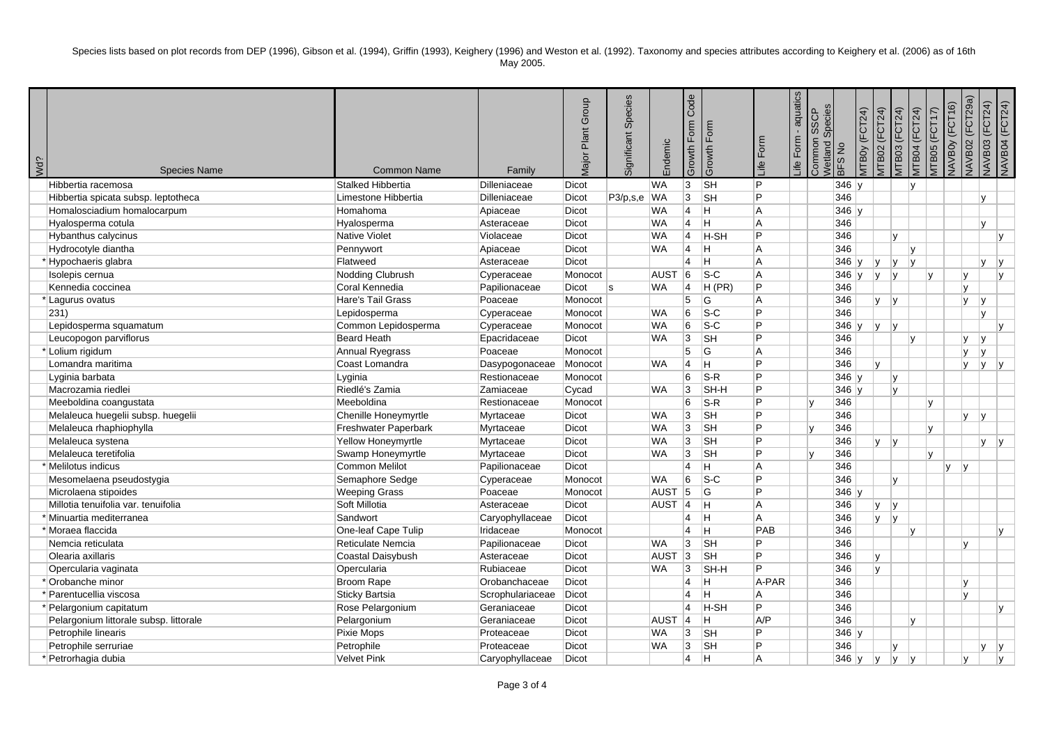Species lists based on plot records from DEP (1996), Gibson et al. (1994), Griffin (1993), Keighery (1996) and Weston et al. (1992). Taxonomy and species attributes according to Keighery et al. (2006) as of 16th May 2005.

| Wd? | Species Name | Common Name | Family | Major Plant Group | Significant Species | Endemic | Growth Form Code | Growth Form | Life Form | Life Form - aquatics | Common SSCP Wetland Species | BFS No | MTB0y (FCT24) | MTB02 (FCT24) | MTB03 (FCT24) | MTB04 (FCT24) | MTB05 (FCT17) | NAVB0y (FCT16) | NAVB02 (FCT29a) | NAVB03 (FCT24) | NAVB04 (FCT24) |
|---|---|---|---|---|---|---|---|---|---|---|---|---|---|---|---|---|---|---|---|---|---|
| | Hibbertia racemosa | Stalked Hibbertia | Dilleniaceae | Dicot | | WA | 3 | SH | P | | | 346 | y | | | y | | | | | |
| | Hibbertia spicata subsp. leptotheca | Limestone Hibbertia | Dilleniaceae | Dicot | P3/p,s,e | WA | 3 | SH | P | | | 346 | | | | | | | y | | |
| | Homalosciadium homalocarpum | Homahoma | Apiaceae | Dicot | | WA | 4 | H | A | | | 346 | y | | | | | | | | |
| | Hyalosperma cotula | Hyalosperma | Asteraceae | Dicot | | WA | 4 | H | A | | | 346 | | | | | | | y | | |
| | Hybanthus calycinus | Native Violet | Violaceae | Dicot | | WA | 4 | H-SH | P | | | 346 | | | y | | | | | | y |
| | Hydrocotyle diantha | Pennywort | Apiaceae | Dicot | | WA | 4 | H | A | | | 346 | | | | y | | | | | |
| * | Hypochaeris glabra | Flatweed | Asteraceae | Dicot | | | 4 | H | A | | | 346 | y | y | y | y | | | | y | y |
| | Isolepis cernua | Nodding Clubrush | Cyperaceae | Monocot | | AUST | 6 | S-C | A | | | 346 | y | y | y | | y | | y | | y |
| | Kennedia coccinea | Coral Kennedia | Papilionaceae | Dicot | s | WA | 4 | H (PR) | P | | | 346 | | | | | | | y | | |
| * | Lagurus ovatus | Hare's Tail Grass | Poaceae | Monocot | | | 5 | G | A | | | 346 | | y | y | | | | y | y | |
| | 231) | Lepidosperma | Cyperaceae | Monocot | | WA | 6 | S-C | P | | | 346 | | | | | | | y | | |
| | Lepidosperma squamatum | Common Lepidosperma | Cyperaceae | Monocot | | WA | 6 | S-C | P | | | 346 | y | y | y | | | | | | y |
| | Leucopogon parviflorus | Beard Heath | Epacridaceae | Dicot | | WA | 3 | SH | P | | | 346 | | | | y | | | y | y | |
| * | Lolium rigidum | Annual Ryegrass | Poaceae | Monocot | | | 5 | G | A | | | 346 | | | | | | | y | y | |
| | Lomandra maritima | Coast Lomandra | Dasypogonaceae | Monocot | | WA | 4 | H | P | | | 346 | | y | | | | | y | y | y |
| | Lyginia barbata | Lyginia | Restionaceae | Monocot | | | 6 | S-R | P | | | 346 | y | | y | | | | | | |
| | Macrozamia riedlei | Riedlé's Zamia | Zamiaceae | Cycad | | WA | 3 | SH-H | P | | | 346 | y | | y | | | | | | |
| | Meeboldina coangustata | Meeboldina | Restionaceae | Monocot | | | 6 | S-R | P | | y | 346 | | | | | y | | | | |
| | Melaleuca huegelii subsp. huegelii | Chenille Honeymyrtle | Myrtaceae | Dicot | | WA | 3 | SH | P | | | 346 | | | | | | | y | y | |
| | Melaleuca rhaphiophylla | Freshwater Paperbark | Myrtaceae | Dicot | | WA | 3 | SH | P | | y | 346 | | | | | y | | | | |
| | Melaleuca systena | Yellow Honeymyrtle | Myrtaceae | Dicot | | WA | 3 | SH | P | | | 346 | | y | y | | | | | y | y |
| | Melaleuca teretifolia | Swamp Honeymyrtle | Myrtaceae | Dicot | | WA | 3 | SH | P | | y | 346 | | | | | y | | | | |
| * | Melilotus indicus | Common Melilot | Papilionaceae | Dicot | | | 4 | H | A | | | 346 | | | | | | y | y | | |
| | Mesomelaena pseudostygia | Semaphore Sedge | Cyperaceae | Monocot | | WA | 6 | S-C | P | | | 346 | | | y | | | | | | |
| | Microlaena stipoides | Weeping Grass | Poaceae | Monocot | | AUST | 5 | G | P | | | 346 | y | | | | | | | | |
| | Millotia tenuifolia var. tenuifolia | Soft Millotia | Asteraceae | Dicot | | AUST | 4 | H | A | | | 346 | | y | y | | | | | | |
| * | Minuartia mediterranea | Sandwort | Caryophyllaceae | Dicot | | | 4 | H | A | | | 346 | | y | y | | | | | | |
| * | Moraea flaccida | One-leaf Cape Tulip | Iridaceae | Monocot | | | 4 | H | PAB | | | 346 | | | | y | | | | | y |
| | Nemcia reticulata | Reticulate Nemcia | Papilionaceae | Dicot | | WA | 3 | SH | P | | | 346 | | | | | | | y | | |
| | Olearia axillaris | Coastal Daisybush | Asteraceae | Dicot | | AUST | 3 | SH | P | | | 346 | | y | | | | | | | |
| | Opercularia vaginata | Opercularia | Rubiaceae | Dicot | | WA | 3 | SH-H | P | | | 346 | | y | | | | | | | |
| * | Orobanche minor | Broom Rape | Orobanchaceae | Dicot | | | 4 | H | A-PAR | | | 346 | | | | | | | y | | |
| * | Parentucellia viscosa | Sticky Bartsia | Scrophulariaceae | Dicot | | | 4 | H | A | | | 346 | | | | | | | y | | |
| * | Pelargonium capitatum | Rose Pelargonium | Geraniaceae | Dicot | | | 4 | H-SH | P | | | 346 | | | | | | | | | y |
| | Pelargonium littorale subsp. littorale | Pelargonium | Geraniaceae | Dicot | | AUST | 4 | H | A/P | | | 346 | | | | y | | | | | |
| | Petrophile linearis | Pixie Mops | Proteaceae | Dicot | | WA | 3 | SH | P | | | 346 | y | | | | | | | | |
| | Petrophile serruriae | Petrophile | Proteaceae | Dicot | | WA | 3 | SH | P | | | 346 | | | y | | | | | y | y |
| * | Petrorhagia dubia | Velvet Pink | Caryophyllaceae | Dicot | | | 4 | H | A | | | 346 | y | y | y | y | | | y | | y |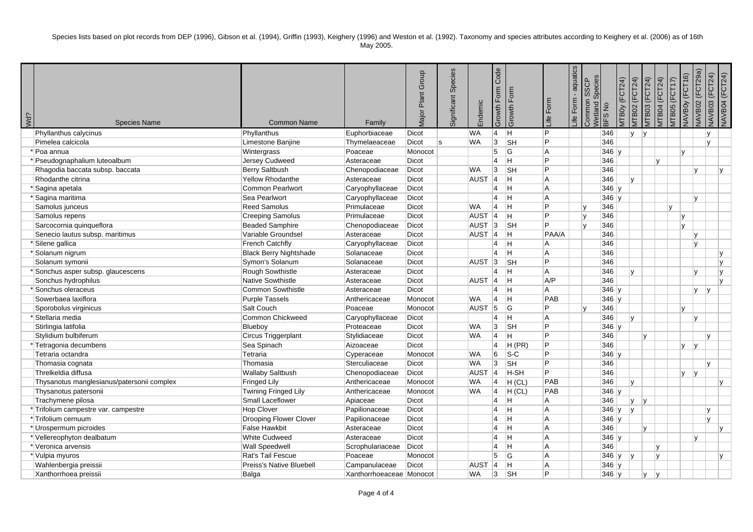Species lists based on plot records from DEP (1996), Gibson et al. (1994), Griffin (1993), Keighery (1996) and Weston et al. (1992). Taxonomy and species attributes according to Keighery et al. (2006) as of 16th May 2005.

| Wd? | Species Name | Common Name | Family | Major Plant Group | Significant Species | Endemic | Growth Form Code | Growth Form | Life Form | Life Form - aquatics | Common SSCP Wetland Species | BFS No | MTB0y (FCT24) | MTB02 (FCT24) | MTB03 (FCT24) | MTB04 (FCT24) | MTB05 (FCT17) | NAVB0y (FCT16) | NAVB02 (FCT29a) | NAVB03 (FCT24) | NAVB04 (FCT24) |
|---|---|---|---|---|---|---|---|---|---|---|---|---|---|---|---|---|---|---|---|---|---|
| | Phyllanthus calycinus | Phyllanthus | Euphorbiaceae | Dicot | | WA | 4 | H | P | | | 346 | | y | y | | | | | y | |
| | Pimelea calcicola | Limestone Banjine | Thymelaeaceae | Dicot | s | WA | 3 | SH | P | | | 346 | | | | | | | | y | |
| * | Poa annua | Wintergrass | Poaceae | Monocot | | | 5 | G | A | | | 346 | y | | | | | y | | | |
| * | Pseudognaphalium luteoalbum | Jersey Cudweed | Asteraceae | Dicot | | | 4 | H | P | | | 346 | | | | y | | | | | |
| | Rhagodia baccata subsp. baccata | Berry Saltbush | Chenopodiaceae | Dicot | | WA | 3 | SH | P | | | 346 | | | | | | | y | | y |
| | Rhodanthe citrina | Yellow Rhodanthe | Asteraceae | Dicot | | AUST | 4 | H | A | | | 346 | | y | | | | | | | |
| * | Sagina apetala | Common Pearlwort | Caryophyllaceae | Dicot | | | 4 | H | A | | | 346 | y | | | | | | | | |
| * | Sagina maritima | Sea Pearlwort | Caryophyllaceae | Dicot | | | 4 | H | A | | | 346 | y | | | | | | y | | |
| | Samolus junceus | Reed Samolus | Primulaceae | Dicot | | WA | 4 | H | P | | y | 346 | | | | | y | | | | |
| | Samolus repens | Creeping Samolus | Primulaceae | Dicot | | AUST | 4 | H | P | | y | 346 | | | | | | y | | | |
| | Sarcocornia quinqueflora | Beaded Samphire | Chenopodiaceae | Dicot | | AUST | 3 | SH | P | | y | 346 | | | | | | y | | | |
| | Senecio lautus subsp. maritimus | Variable Groundsel | Asteraceae | Dicot | | AUST | 4 | H | PAA/A | | | 346 | | | | | | | y | | |
| * | Silene gallica | French Catchfly | Caryophyllaceae | Dicot | | | 4 | H | A | | | 346 | | | | | | | y | | |
| * | Solanum nigrum | Black Berry Nightshade | Solanaceae | Dicot | | | 4 | H | A | | | 346 | | | | | | | | | y |
| | Solanum symonii | Symon's Solanum | Solanaceae | Dicot | | AUST | 3 | SH | P | | | 346 | | | | | | | | | y |
| * | Sonchus asper subsp. glaucescens | Rough Sowthistle | Asteraceae | Dicot | | | 4 | H | A | | | 346 | | y | | | | | y | | y |
| | Sonchus hydrophilus | Native Sowthistle | Asteraceae | Dicot | | AUST | 4 | H | A/P | | | 346 | | | | | | | | | y |
| * | Sonchus oleraceus | Common Sowthistle | Asteraceae | Dicot | | | 4 | H | A | | | 346 | y | | | | | | y | y | |
| | Sowerbaea laxiflora | Purple Tassels | Anthericaceae | Monocot | | WA | 4 | H | PAB | | | 346 | y | | | | | | | | |
| | Sporobolus virginicus | Salt Couch | Poaceae | Monocot | | AUST | 5 | G | P | | y | 346 | | | | | | y | | | |
| * | Stellaria media | Common Chickweed | Caryophyllaceae | Dicot | | | 4 | H | A | | | 346 | | y | | | | | y | | |
| | Stirlingia latifolia | Blueboy | Proteaceae | Dicot | | WA | 3 | SH | P | | | 346 | y | | | | | | | | |
| | Stylidium bulbiferum | Circus Triggerplant | Stylidiaceae | Dicot | | WA | 4 | H | P | | | 346 | | | y | | | | | y | |
| * | Tetragonia decumbens | Sea Spinach | Aizoaceae | Dicot | | | 4 | H (PR) | P | | | 346 | | | | | | y | y | | |
| | Tetraria octandra | Tetraria | Cyperaceae | Monocot | | WA | 6 | S-C | P | | | 346 | y | | | | | | | | |
| | Thomasia cognata | Thomasia | Sterculiaceae | Dicot | | WA | 3 | SH | P | | | 346 | | | | | | | | y | |
| | Threlkeldia diffusa | Wallaby Saltbush | Chenopodiaceae | Dicot | | AUST | 4 | H-SH | P | | | 346 | | | | | | y | y | | |
| | Thysanotus manglesianus/patersonii complex | Fringed Lily | Anthericaceae | Monocot | | WA | 4 | H (CL) | PAB | | | 346 | | y | | | | | | | y |
| | Thysanotus patersonii | Twining Fringed Lily | Anthericaceae | Monocot | | WA | 4 | H (CL) | PAB | | | 346 | y | | | | | | | | |
| | Trachymene pilosa | Small Laceflower | Apiaceae | Dicot | | | 4 | H | A | | | 346 | | y | y | | | | | | |
| * | Trifolium campestre var. campestre | Hop Clover | Papilionaceae | Dicot | | | 4 | H | A | | | 346 | y | y | | | | | | y | |
| * | Trifolium cernuum | Drooping Flower Clover | Papilionaceae | Dicot | | | 4 | H | A | | | 346 | y | | | | | | | y | |
| * | Urospermum picroides | False Hawkbit | Asteraceae | Dicot | | | 4 | H | A | | | 346 | | | y | | | | | | y |
| * | Vellereophyton dealbatum | White Cudweed | Asteraceae | Dicot | | | 4 | H | A | | | 346 | y | | | | | | y | | |
| * | Veronica arvensis | Wall Speedwell | Scrophulariaceae | Dicot | | | 4 | H | A | | | 346 | | | | y | | | | | |
| * | Vulpia myuros | Rat's Tail Fescue | Poaceae | Monocot | | | 5 | G | A | | | 346 | y | y | | y | | | | | y |
| | Wahlenbergia preissii | Preiss's Native Bluebell | Campanulaceae | Dicot | | AUST | 4 | H | A | | | 346 | y | | | | | | | | |
| | Xanthorrhoea preissii | Balga | Xanthorrhoeaceae | Monocot | | WA | 3 | SH | P | | | 346 | y | | y | y | | | | | |